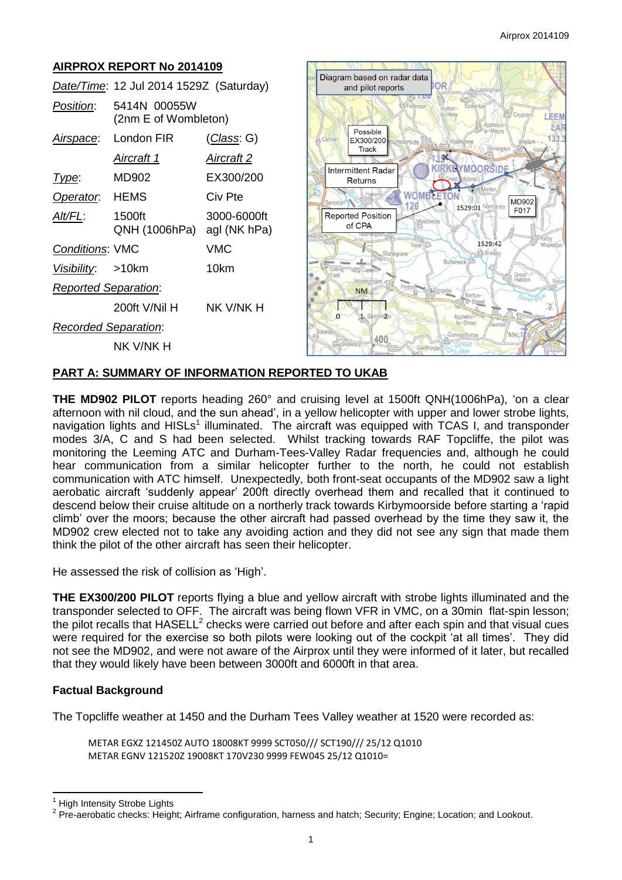## AIRPROX REPORT No 2014109

| | | |
|---|---|---|
| *Date/Time*: | 12 Jul 2014 1529Z (Saturday) | |
| *Position*: | 5414N 00055W (2nm E of Wombleton) | |
| *Airspace*: | London FIR | (*Class*: G) |
| | *Aircraft 1* | *Aircraft 2* |
| *Type*: | MD902 | EX300/200 |
| *Operator*: | HEMS | Civ Pte |
| *Alt/FL*: | 1500ft QNH (1006hPa) | 3000-6000ft agl (NK hPa) |
| *Conditions*: | VMC | VMC |
| *Visibility*: | >10km | 10km |
| *Reported Separation*: | | |
| | 200ft V/Nil H | NK V/NK H |
| *Recorded Separation*: | | |
| | NK V/NK H | |

## PART A: SUMMARY OF INFORMATION REPORTED TO UKAB

**THE MD902 PILOT** reports heading 260° and cruising level at 1500ft QNH(1006hPa), 'on a clear afternoon with nil cloud, and the sun ahead', in a yellow helicopter with upper and lower strobe lights, navigation lights and HISLs[1] illuminated. The aircraft was equipped with TCAS I, and transponder modes 3/A, C and S had been selected. Whilst tracking towards RAF Topcliffe, the pilot was monitoring the Leeming ATC and Durham-Tees-Valley Radar frequencies and, although he could hear communication from a similar helicopter further to the north, he could not establish communication with ATC himself. Unexpectedly, both front-seat occupants of the MD902 saw a light aerobatic aircraft 'suddenly appear' 200ft directly overhead them and recalled that it continued to descend below their cruise altitude on a northerly track towards Kirbymoorside before starting a 'rapid climb' over the moors; because the other aircraft had passed overhead by the time they saw it, the MD902 crew elected not to take any avoiding action and they did not see any sign that made them think the pilot of the other aircraft has seen their helicopter.

He assessed the risk of collision as 'High'.

**THE EX300/200 PILOT** reports flying a blue and yellow aircraft with strobe lights illuminated and the transponder selected to OFF. The aircraft was being flown VFR in VMC, on a 30min flat-spin lesson; the pilot recalls that HASELL[2] checks were carried out before and after each spin and that visual cues were required for the exercise so both pilots were looking out of the cockpit 'at all times'. They did not see the MD902, and were not aware of the Airprox until they were informed of it later, but recalled that they would likely have been between 3000ft and 6000ft in that area.

### Factual Background

The Topcliffe weather at 1450 and the Durham Tees Valley weather at 1520 were recorded as:

```
METAR EGXZ 121450Z AUTO 18008KT 9999 SCT050/// SCT190/// 25/12 Q1010
METAR EGNV 121520Z 19008KT 170V230 9999 FEW045 25/12 Q1010=
```

[1] High Intensity Strobe Lights

[2] Pre-aerobatic checks: Height; Airframe configuration, harness and hatch; Security; Engine; Location; and Lookout.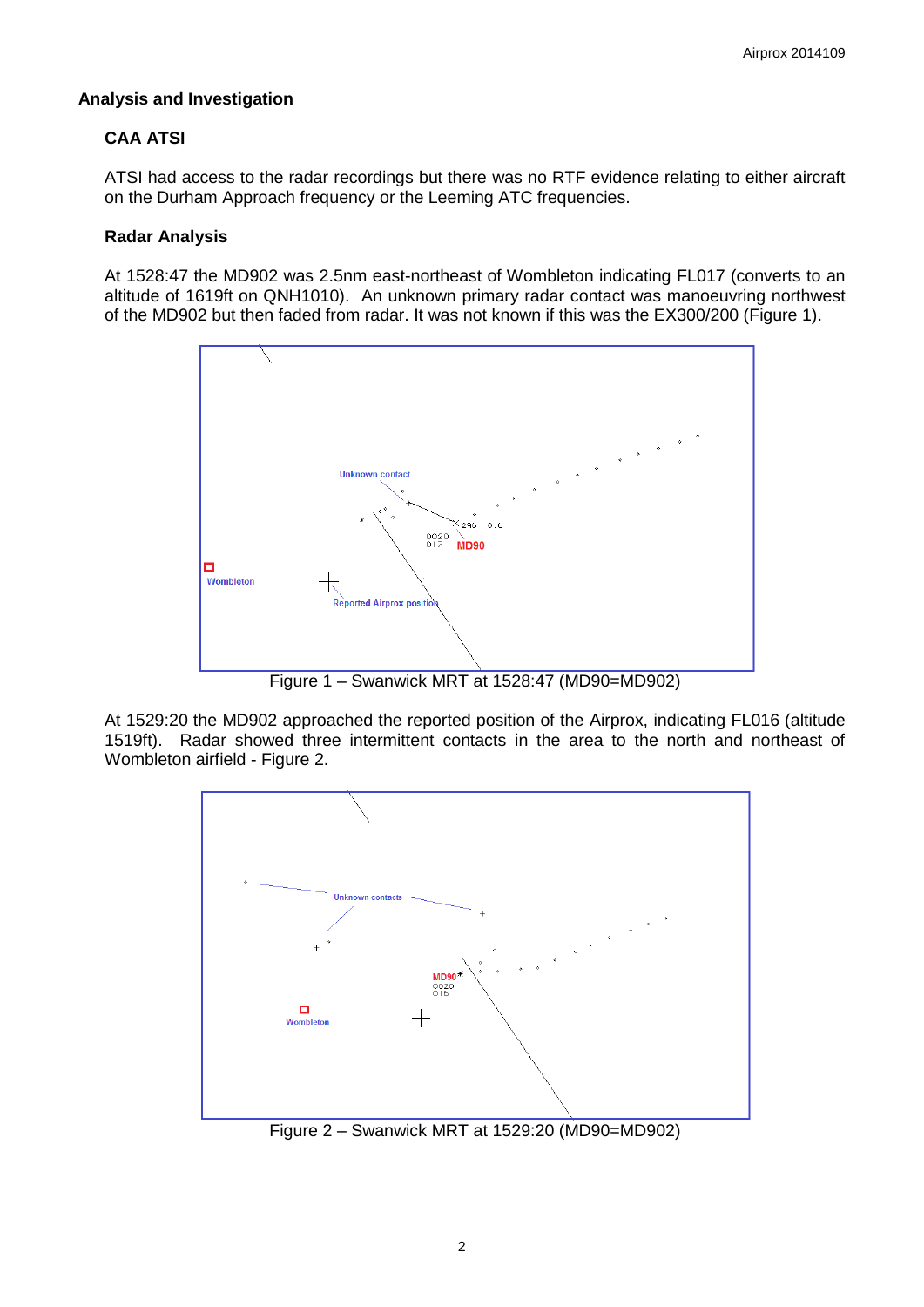## Analysis and Investigation

### CAA ATSI

ATSI had access to the radar recordings but there was no RTF evidence relating to either aircraft on the Durham Approach frequency or the Leeming ATC frequencies.

### Radar Analysis

At 1528:47 the MD902 was 2.5nm east-northeast of Wombleton indicating FL017 (converts to an altitude of 1619ft on QNH1010). An unknown primary radar contact was manoeuvring northwest of the MD902 but then faded from radar. It was not known if this was the EX300/200 (Figure 1).

Figure 1 – Swanwick MRT at 1528:47 (MD90=MD902)

At 1529:20 the MD902 approached the reported position of the Airprox, indicating FL016 (altitude 1519ft). Radar showed three intermittent contacts in the area to the north and northeast of Wombleton airfield - Figure 2.

Figure 2 – Swanwick MRT at 1529:20 (MD90=MD902)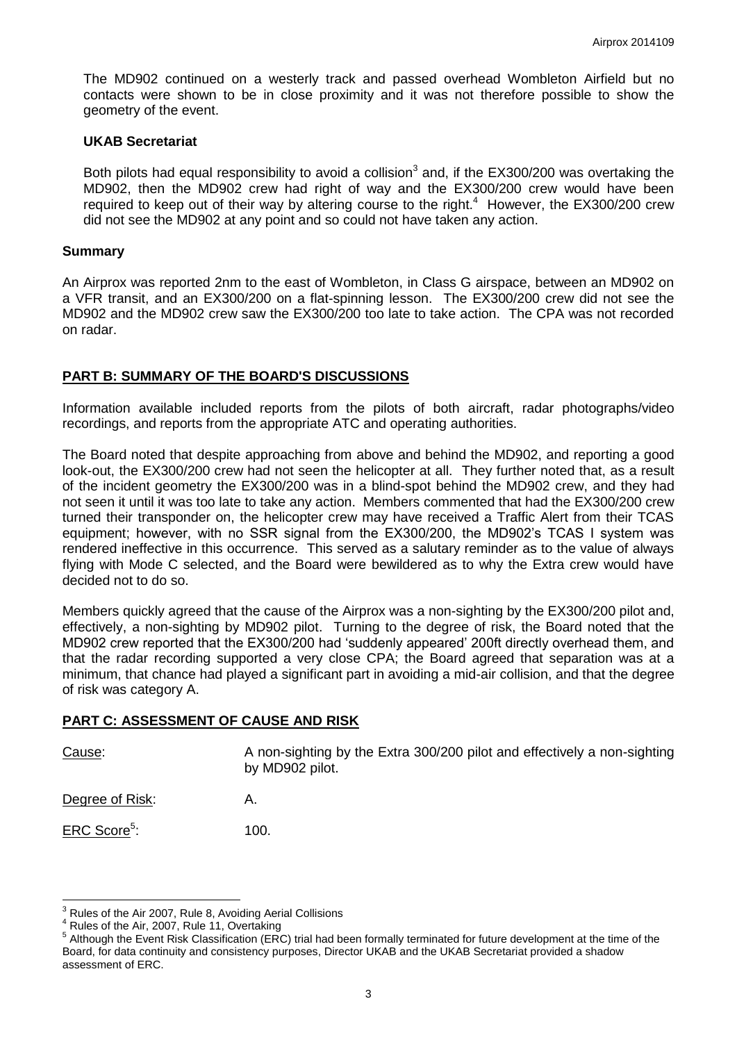The MD902 continued on a westerly track and passed overhead Wombleton Airfield but no contacts were shown to be in close proximity and it was not therefore possible to show the geometry of the event.

### UKAB Secretariat

Both pilots had equal responsibility to avoid a collision[3] and, if the EX300/200 was overtaking the MD902, then the MD902 crew had right of way and the EX300/200 crew would have been required to keep out of their way by altering course to the right.[4] However, the EX300/200 crew did not see the MD902 at any point and so could not have taken any action.

## Summary

An Airprox was reported 2nm to the east of Wombleton, in Class G airspace, between an MD902 on a VFR transit, and an EX300/200 on a flat-spinning lesson. The EX300/200 crew did not see the MD902 and the MD902 crew saw the EX300/200 too late to take action. The CPA was not recorded on radar.

## PART B: SUMMARY OF THE BOARD'S DISCUSSIONS

Information available included reports from the pilots of both aircraft, radar photographs/video recordings, and reports from the appropriate ATC and operating authorities.

The Board noted that despite approaching from above and behind the MD902, and reporting a good look-out, the EX300/200 crew had not seen the helicopter at all. They further noted that, as a result of the incident geometry the EX300/200 was in a blind-spot behind the MD902 crew, and they had not seen it until it was too late to take any action. Members commented that had the EX300/200 crew turned their transponder on, the helicopter crew may have received a Traffic Alert from their TCAS equipment; however, with no SSR signal from the EX300/200, the MD902's TCAS I system was rendered ineffective in this occurrence. This served as a salutary reminder as to the value of always flying with Mode C selected, and the Board were bewildered as to why the Extra crew would have decided not to do so.

Members quickly agreed that the cause of the Airprox was a non-sighting by the EX300/200 pilot and, effectively, a non-sighting by MD902 pilot. Turning to the degree of risk, the Board noted that the MD902 crew reported that the EX300/200 had 'suddenly appeared' 200ft directly overhead them, and that the radar recording supported a very close CPA; the Board agreed that separation was at a minimum, that chance had played a significant part in avoiding a mid-air collision, and that the degree of risk was category A.

## PART C: ASSESSMENT OF CAUSE AND RISK

| | |
|---|---|
| Cause: | A non-sighting by the Extra 300/200 pilot and effectively a non-sighting by MD902 pilot. |
| Degree of Risk: | A. |
| ERC Score[5]: | 100. |

---

[3] Rules of the Air 2007, Rule 8, Avoiding Aerial Collisions

[4] Rules of the Air, 2007, Rule 11, Overtaking

[5] Although the Event Risk Classification (ERC) trial had been formally terminated for future development at the time of the Board, for data continuity and consistency purposes, Director UKAB and the UKAB Secretariat provided a shadow assessment of ERC.